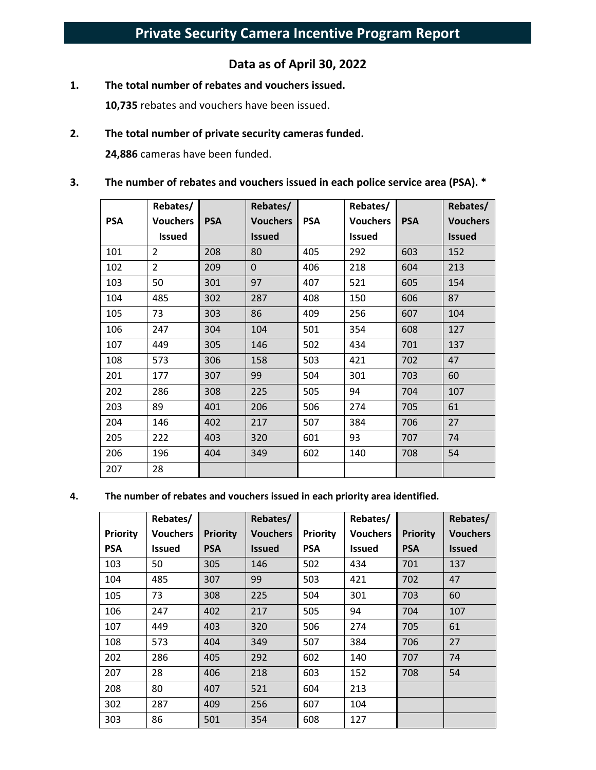# Private Security Camera Incentive Program Report

## Data as of April 30, 2022

1. **The total number of rebates and vouchers issued.**

   **10,735** rebates and vouchers have been issued.

2. **The total number of private security cameras funded.**

   **24,886** cameras have been funded.

3. **The number of rebates and vouchers issued in each police service area (PSA). ***

| PSA | Rebates/ Vouchers Issued | PSA | Rebates/ Vouchers Issued | PSA | Rebates/ Vouchers Issued | PSA | Rebates/ Vouchers Issued |
|---|---|---|---|---|---|---|---|
| 101 | 2 | 208 | 80 | 405 | 292 | 603 | 152 |
| 102 | 2 | 209 | 0 | 406 | 218 | 604 | 213 |
| 103 | 50 | 301 | 97 | 407 | 521 | 605 | 154 |
| 104 | 485 | 302 | 287 | 408 | 150 | 606 | 87 |
| 105 | 73 | 303 | 86 | 409 | 256 | 607 | 104 |
| 106 | 247 | 304 | 104 | 501 | 354 | 608 | 127 |
| 107 | 449 | 305 | 146 | 502 | 434 | 701 | 137 |
| 108 | 573 | 306 | 158 | 503 | 421 | 702 | 47 |
| 201 | 177 | 307 | 99 | 504 | 301 | 703 | 60 |
| 202 | 286 | 308 | 225 | 505 | 94 | 704 | 107 |
| 203 | 89 | 401 | 206 | 506 | 274 | 705 | 61 |
| 204 | 146 | 402 | 217 | 507 | 384 | 706 | 27 |
| 205 | 222 | 403 | 320 | 601 | 93 | 707 | 74 |
| 206 | 196 | 404 | 349 | 602 | 140 | 708 | 54 |
| 207 | 28 | | | | | | |

4. **The number of rebates and vouchers issued in each priority area identified.**

| Priority PSA | Rebates/ Vouchers Issued | Priority PSA | Rebates/ Vouchers Issued | Priority PSA | Rebates/ Vouchers Issued | Priority PSA | Rebates/ Vouchers Issued |
|---|---|---|---|---|---|---|---|
| 103 | 50 | 305 | 146 | 502 | 434 | 701 | 137 |
| 104 | 485 | 307 | 99 | 503 | 421 | 702 | 47 |
| 105 | 73 | 308 | 225 | 504 | 301 | 703 | 60 |
| 106 | 247 | 402 | 217 | 505 | 94 | 704 | 107 |
| 107 | 449 | 403 | 320 | 506 | 274 | 705 | 61 |
| 108 | 573 | 404 | 349 | 507 | 384 | 706 | 27 |
| 202 | 286 | 405 | 292 | 602 | 140 | 707 | 74 |
| 207 | 28 | 406 | 218 | 603 | 152 | 708 | 54 |
| 208 | 80 | 407 | 521 | 604 | 213 | | |
| 302 | 287 | 409 | 256 | 607 | 104 | | |
| 303 | 86 | 501 | 354 | 608 | 127 | | |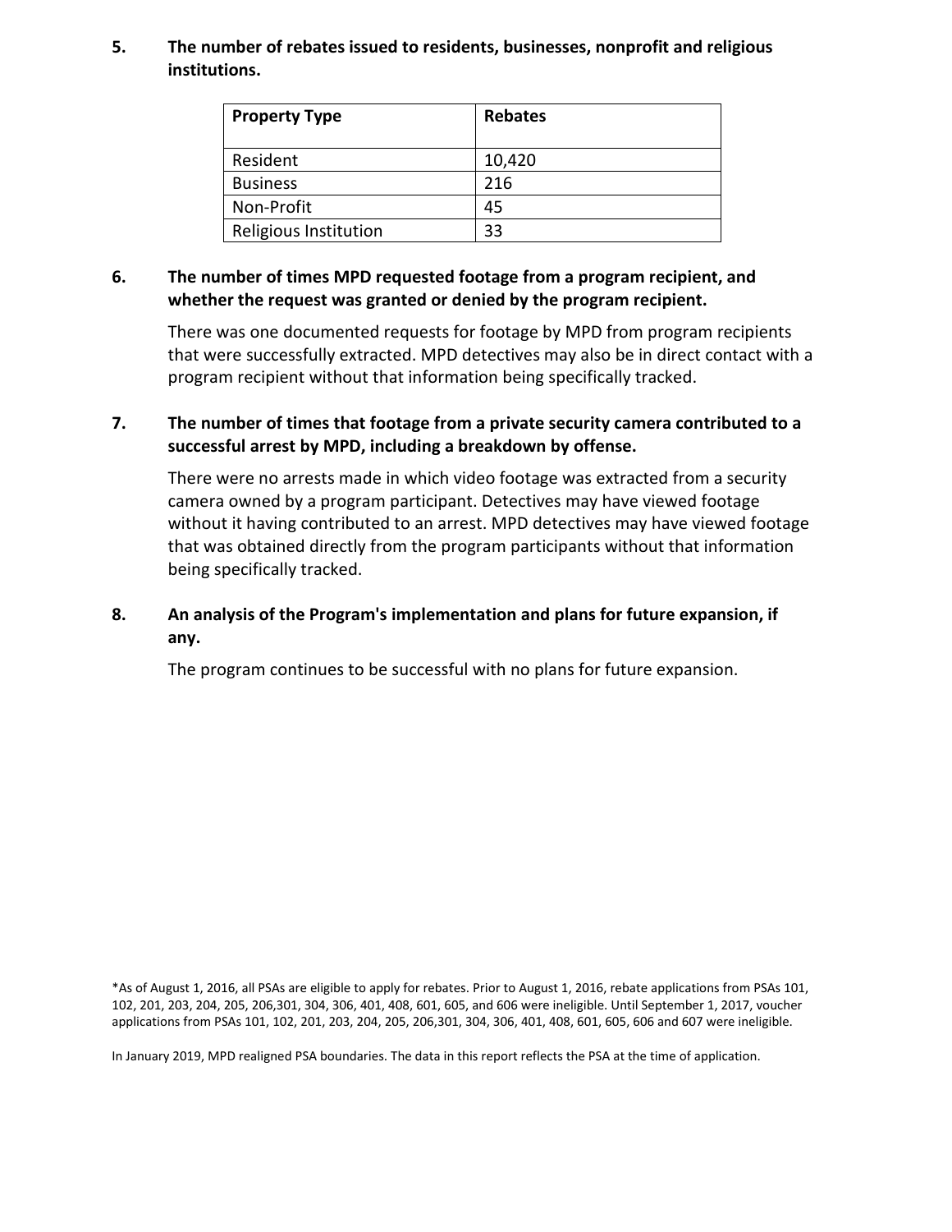5. **The number of rebates issued to residents, businesses, nonprofit and religious institutions.**

| Property Type | Rebates |
| --- | --- |
| Resident | 10,420 |
| Business | 216 |
| Non-Profit | 45 |
| Religious Institution | 33 |

6. **The number of times MPD requested footage from a program recipient, and whether the request was granted or denied by the program recipient.**

   There was one documented requests for footage by MPD from program recipients that were successfully extracted. MPD detectives may also be in direct contact with a program recipient without that information being specifically tracked.

7. **The number of times that footage from a private security camera contributed to a successful arrest by MPD, including a breakdown by offense.**

   There were no arrests made in which video footage was extracted from a security camera owned by a program participant. Detectives may have viewed footage without it having contributed to an arrest. MPD detectives may have viewed footage that was obtained directly from the program participants without that information being specifically tracked.

8. **An analysis of the Program's implementation and plans for future expansion, if any.**

   The program continues to be successful with no plans for future expansion.

*As of August 1, 2016, all PSAs are eligible to apply for rebates. Prior to August 1, 2016, rebate applications from PSAs 101, 102, 201, 203, 204, 205, 206,301, 304, 306, 401, 408, 601, 605, and 606 were ineligible. Until September 1, 2017, voucher applications from PSAs 101, 102, 201, 203, 204, 205, 206,301, 304, 306, 401, 408, 601, 605, 606 and 607 were ineligible.

In January 2019, MPD realigned PSA boundaries. The data in this report reflects the PSA at the time of application.